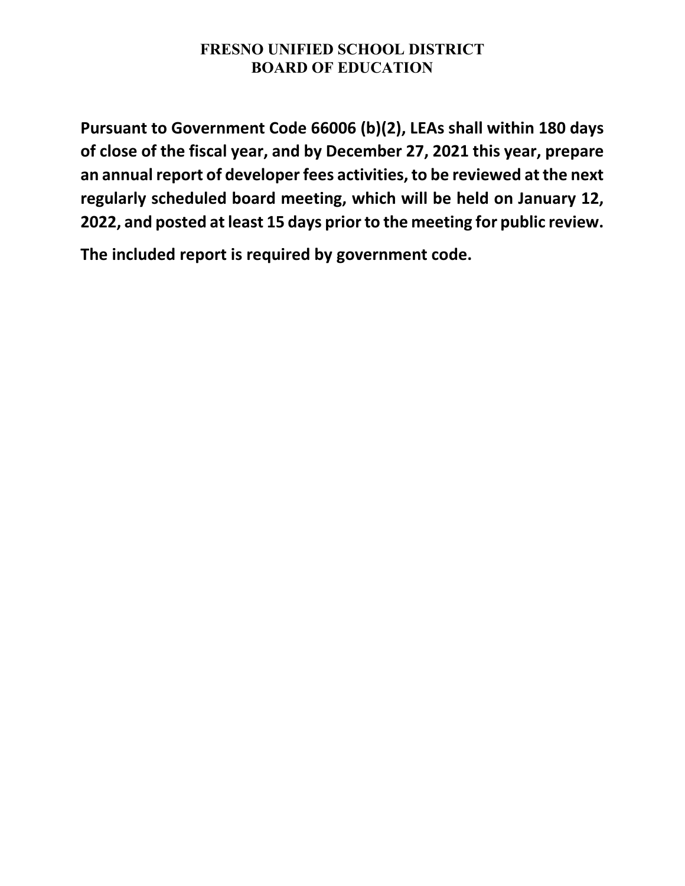# FRESNO UNIFIED SCHOOL DISTRICT
## BOARD OF EDUCATION

**Pursuant to Government Code 66006 (b)(2), LEAs shall within 180 days of close of the fiscal year, and by December 27, 2021 this year, prepare an annual report of developer fees activities, to be reviewed at the next regularly scheduled board meeting, which will be held on January 12, 2022, and posted at least 15 days prior to the meeting for public review.**

**The included report is required by government code.**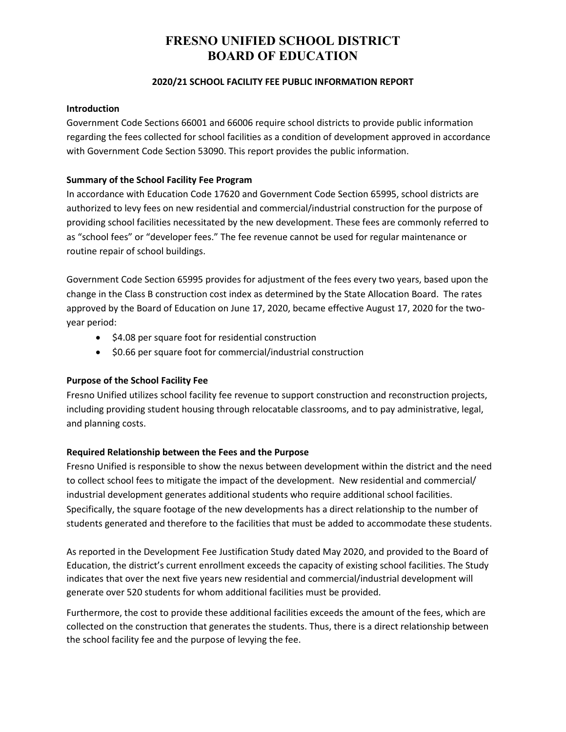# FRESNO UNIFIED SCHOOL DISTRICT BOARD OF EDUCATION

## 2020/21 SCHOOL FACILITY FEE PUBLIC INFORMATION REPORT

### Introduction

Government Code Sections 66001 and 66006 require school districts to provide public information regarding the fees collected for school facilities as a condition of development approved in accordance with Government Code Section 53090. This report provides the public information.

### Summary of the School Facility Fee Program

In accordance with Education Code 17620 and Government Code Section 65995, school districts are authorized to levy fees on new residential and commercial/industrial construction for the purpose of providing school facilities necessitated by the new development. These fees are commonly referred to as "school fees" or "developer fees." The fee revenue cannot be used for regular maintenance or routine repair of school buildings.

Government Code Section 65995 provides for adjustment of the fees every two years, based upon the change in the Class B construction cost index as determined by the State Allocation Board. The rates approved by the Board of Education on June 17, 2020, became effective August 17, 2020 for the two-year period:

- $4.08 per square foot for residential construction
- $0.66 per square foot for commercial/industrial construction

### Purpose of the School Facility Fee

Fresno Unified utilizes school facility fee revenue to support construction and reconstruction projects, including providing student housing through relocatable classrooms, and to pay administrative, legal, and planning costs.

### Required Relationship between the Fees and the Purpose

Fresno Unified is responsible to show the nexus between development within the district and the need to collect school fees to mitigate the impact of the development. New residential and commercial/industrial development generates additional students who require additional school facilities. Specifically, the square footage of the new developments has a direct relationship to the number of students generated and therefore to the facilities that must be added to accommodate these students.

As reported in the Development Fee Justification Study dated May 2020, and provided to the Board of Education, the district's current enrollment exceeds the capacity of existing school facilities. The Study indicates that over the next five years new residential and commercial/industrial development will generate over 520 students for whom additional facilities must be provided.

Furthermore, the cost to provide these additional facilities exceeds the amount of the fees, which are collected on the construction that generates the students. Thus, there is a direct relationship between the school facility fee and the purpose of levying the fee.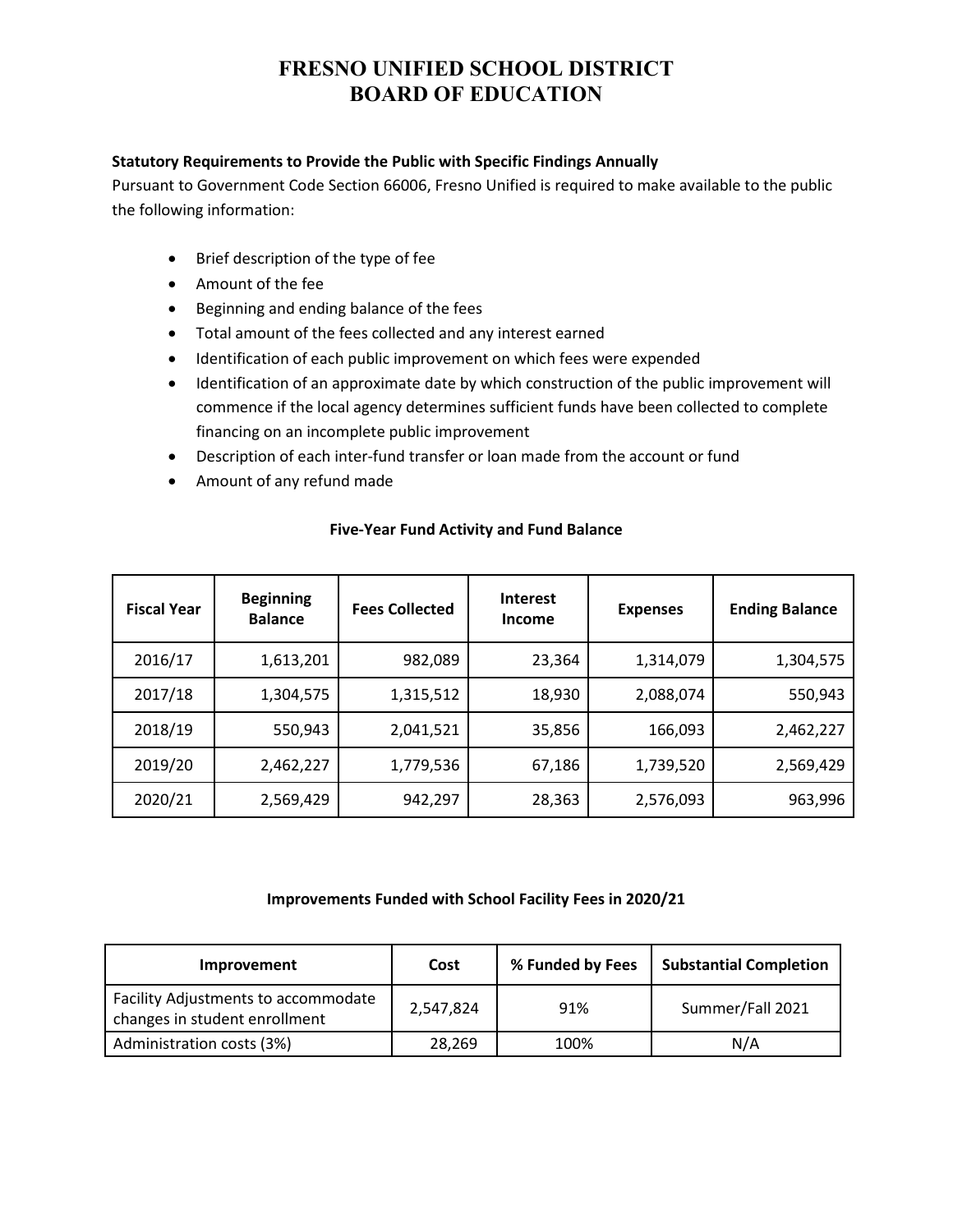# FRESNO UNIFIED SCHOOL DISTRICT
# BOARD OF EDUCATION

**Statutory Requirements to Provide the Public with Specific Findings Annually**

Pursuant to Government Code Section 66006, Fresno Unified is required to make available to the public the following information:

- Brief description of the type of fee
- Amount of the fee
- Beginning and ending balance of the fees
- Total amount of the fees collected and any interest earned
- Identification of each public improvement on which fees were expended
- Identification of an approximate date by which construction of the public improvement will commence if the local agency determines sufficient funds have been collected to complete financing on an incomplete public improvement
- Description of each inter-fund transfer or loan made from the account or fund
- Amount of any refund made

**Five-Year Fund Activity and Fund Balance**

| Fiscal Year | Beginning Balance | Fees Collected | Interest Income | Expenses | Ending Balance |
|---|---|---|---|---|---|
| 2016/17 | 1,613,201 | 982,089 | 23,364 | 1,314,079 | 1,304,575 |
| 2017/18 | 1,304,575 | 1,315,512 | 18,930 | 2,088,074 | 550,943 |
| 2018/19 | 550,943 | 2,041,521 | 35,856 | 166,093 | 2,462,227 |
| 2019/20 | 2,462,227 | 1,779,536 | 67,186 | 1,739,520 | 2,569,429 |
| 2020/21 | 2,569,429 | 942,297 | 28,363 | 2,576,093 | 963,996 |

**Improvements Funded with School Facility Fees in 2020/21**

| Improvement | Cost | % Funded by Fees | Substantial Completion |
|---|---|---|---|
| Facility Adjustments to accommodate changes in student enrollment | 2,547,824 | 91% | Summer/Fall 2021 |
| Administration costs (3%) | 28,269 | 100% | N/A |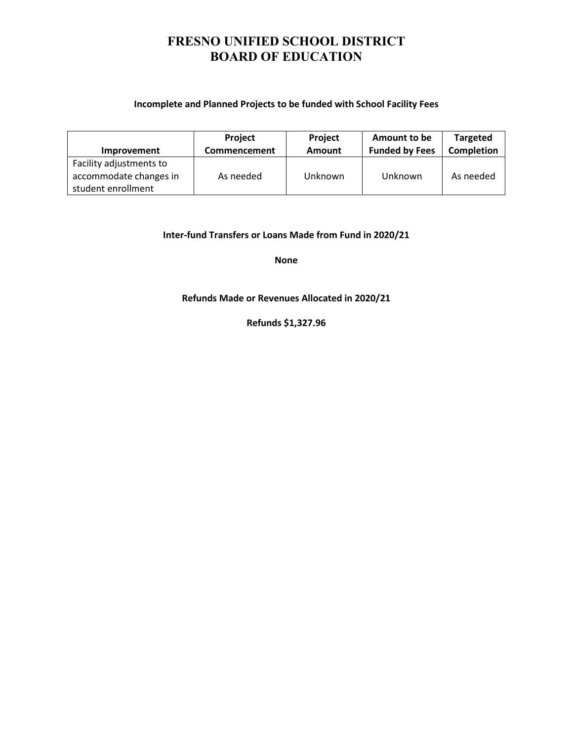# FRESNO UNIFIED SCHOOL DISTRICT
# BOARD OF EDUCATION

**Incomplete and Planned Projects to be funded with School Facility Fees**

| Improvement | Project Commencement | Project Amount | Amount to be Funded by Fees | Targeted Completion |
|---|---|---|---|---|
| Facility adjustments to accommodate changes in student enrollment | As needed | Unknown | Unknown | As needed |

**Inter-fund Transfers or Loans Made from Fund in 2020/21**

**None**

**Refunds Made or Revenues Allocated in 2020/21**

**Refunds $1,327.96**